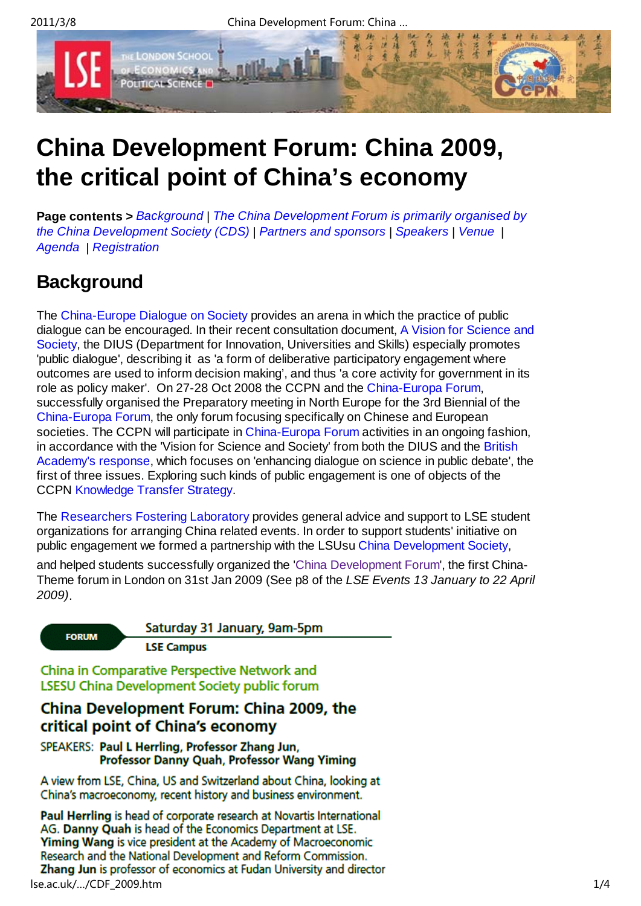# China Development Forum: China 2009, the critical point of China's economy

**Page contents >** *Background* | *The China Development Forum is primarily organised by the China Development Society (CDS)* | *Partners and sponsors* | *Speakers* | *Venue* | *Agenda* | *Registration*

## Background

The China-Europe Dialogue on Society provides an arena in which the practice of public dialogue can be encouraged. In their recent consultation document, A Vision for Science and Society, the DIUS (Department for Innovation, Universities and Skills) especially promotes 'public dialogue', describing it as 'a form of deliberative participatory engagement where outcomes are used to inform decision making', and thus 'a core activity for government in its role as policy maker'. On 27-28 Oct 2008 the CCPN and the China-Europa Forum, successfully organised the Preparatory meeting in North Europe for the 3rd Biennial of the China-Europa Forum, the only forum focusing specifically on Chinese and European societies. The CCPN will participate in China-Europa Forum activities in an ongoing fashion, in accordance with the 'Vision for Science and Society' from both the DIUS and the British Academy's response, which focuses on 'enhancing dialogue on science in public debate', the first of three issues. Exploring such kinds of public engagement is one of objects of the CCPN Knowledge Transfer Strategy.

The Researchers Fostering Laboratory provides general advice and support to LSE student organizations for arranging China related events. In order to support students' initiative on public engagement we formed a partnership with the LSUsu China Development Society,

and helped students successfully organized the 'China Development Forum', the first China-Theme forum in London on 31st Jan 2009 (See p8 of the *LSE Events 13 January to 22 April 2009)*.

**FORUM**

Saturday 31 January, 9am-5pm

**LSE Campus**

China in Comparative Perspective Network and LSESU China Development Society public forum

### China Development Forum: China 2009, the critical point of China's economy

SPEAKERS: **Paul L Herrling, Professor Zhang Jun, Professor Danny Quah, Professor Wang Yiming**

A view from LSE, China, US and Switzerland about China, looking at China's macroeconomy, recent history and business environment.

**Paul Herrling** is head of corporate research at Novartis International AG. **Danny Quah** is head of the Economics Department at LSE. **Yiming Wang** is vice president at the Academy of Macroeconomic Research and the National Development and Reform Commission. **Zhang Jun** is professor of economics at Fudan University and director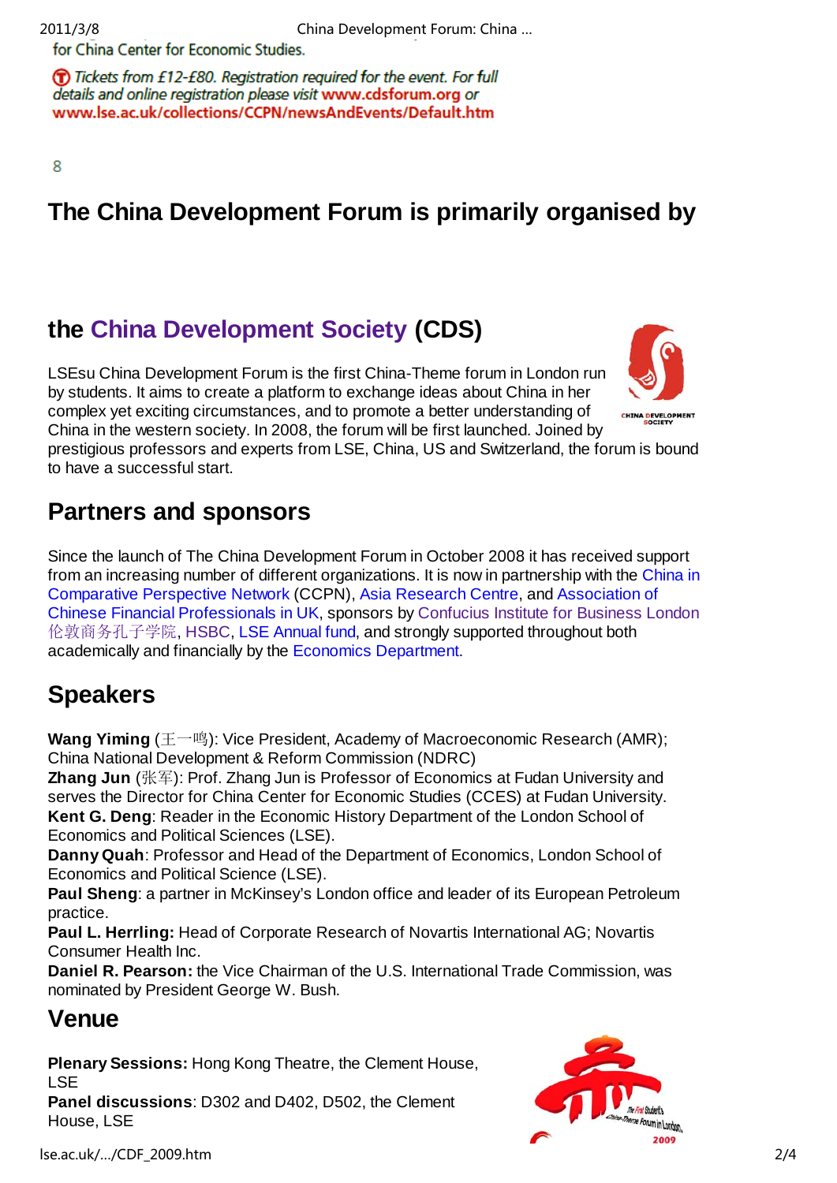for China Center for Economic Studies.

Tickets from £12-£80. Registration required for the event. For full details and online registration please visit www.cdsforum.org or www.lse.ac.uk/collections/CCPN/newsAndEvents/Default.htm

8

## The China Development Forum is primarily organised by

## the China Development Society (CDS)

LSEsu China Development Forum is the first China-Theme forum in London run by students. It aims to create a platform to exchange ideas about China in her complex yet exciting circumstances, and to promote a better understanding of China in the western society. In 2008, the forum will be first launched. Joined by prestigious professors and experts from LSE, China, US and Switzerland, the forum is bound to have a successful start.

## Partners and sponsors

Since the launch of The China Development Forum in October 2008 it has received support from an increasing number of different organizations. It is now in partnership with the China in Comparative Perspective Network (CCPN), Asia Research Centre, and Association of Chinese Financial Professionals in UK, sponsors by Confucius Institute for Business London 伦敦商务孔子学院, HSBC, LSE Annual fund, and strongly supported throughout both academically and financially by the Economics Department.

## Speakers

**Wang Yiming** (王一鸣): Vice President, Academy of Macroeconomic Research (AMR); China National Development & Reform Commission (NDRC)
**Zhang Jun** (张军): Prof. Zhang Jun is Professor of Economics at Fudan University and serves the Director for China Center for Economic Studies (CCES) at Fudan University.
**Kent G. Deng**: Reader in the Economic History Department of the London School of Economics and Political Sciences (LSE).
**Danny Quah**: Professor and Head of the Department of Economics, London School of Economics and Political Science (LSE).
**Paul Sheng**: a partner in McKinsey's London office and leader of its European Petroleum practice.
**Paul L. Herrling:** Head of Corporate Research of Novartis International AG; Novartis Consumer Health Inc.
**Daniel R. Pearson:** the Vice Chairman of the U.S. International Trade Commission, was nominated by President George W. Bush.

## Venue

**Plenary Sessions:** Hong Kong Theatre, the Clement House, LSE
**Panel discussions**: D302 and D402, D502, the Clement House, LSE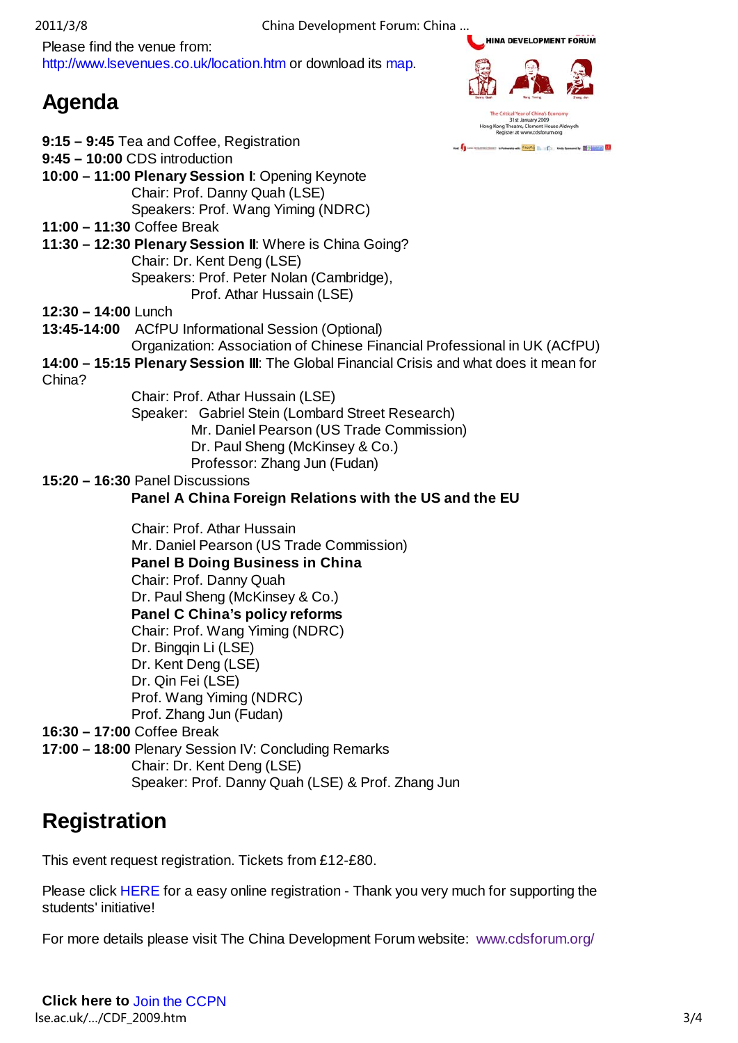Please find the venue from: http://www.lsevenues.co.uk/location.htm or download its map.

## Agenda

**9:15 – 9:45** Tea and Coffee, Registration
**9:45 – 10:00** CDS introduction
**10:00 – 11:00 Plenary Session I**: Opening Keynote
Chair: Prof. Danny Quah (LSE)
Speakers: Prof. Wang Yiming (NDRC)
**11:00 – 11:30** Coffee Break
**11:30 – 12:30 Plenary Session II**: Where is China Going?
Chair: Dr. Kent Deng (LSE)
Speakers: Prof. Peter Nolan (Cambridge),
Prof. Athar Hussain (LSE)
**12:30 – 14:00** Lunch
**13:45-14:00** ACfPU Informational Session (Optional)
Organization: Association of Chinese Financial Professional in UK (ACfPU)
**14:00 – 15:15 Plenary Session III**: The Global Financial Crisis and what does it mean for China?
Chair: Prof. Athar Hussain (LSE)
Speaker: Gabriel Stein (Lombard Street Research)
Mr. Daniel Pearson (US Trade Commission)
Dr. Paul Sheng (McKinsey & Co.)
Professor: Zhang Jun (Fudan)
**15:20 – 16:30** Panel Discussions
**Panel A China Foreign Relations with the US and the EU**

Chair: Prof. Athar Hussain
Mr. Daniel Pearson (US Trade Commission)
**Panel B Doing Business in China**
Chair: Prof. Danny Quah
Dr. Paul Sheng (McKinsey & Co.)
**Panel C China's policy reforms**
Chair: Prof. Wang Yiming (NDRC)
Dr. Bingqin Li (LSE)
Dr. Kent Deng (LSE)
Dr. Qin Fei (LSE)
Prof. Wang Yiming (NDRC)
Prof. Zhang Jun (Fudan)
**16:30 – 17:00** Coffee Break
**17:00 – 18:00** Plenary Session IV: Concluding Remarks
Chair: Dr. Kent Deng (LSE)
Speaker: Prof. Danny Quah (LSE) & Prof. Zhang Jun

## Registration

This event request registration. Tickets from £12-£80.

Please click HERE for a easy online registration - Thank you very much for supporting the students' initiative!

For more details please visit The China Development Forum website: www.cdsforum.org/

**Click here to** Join the CCPN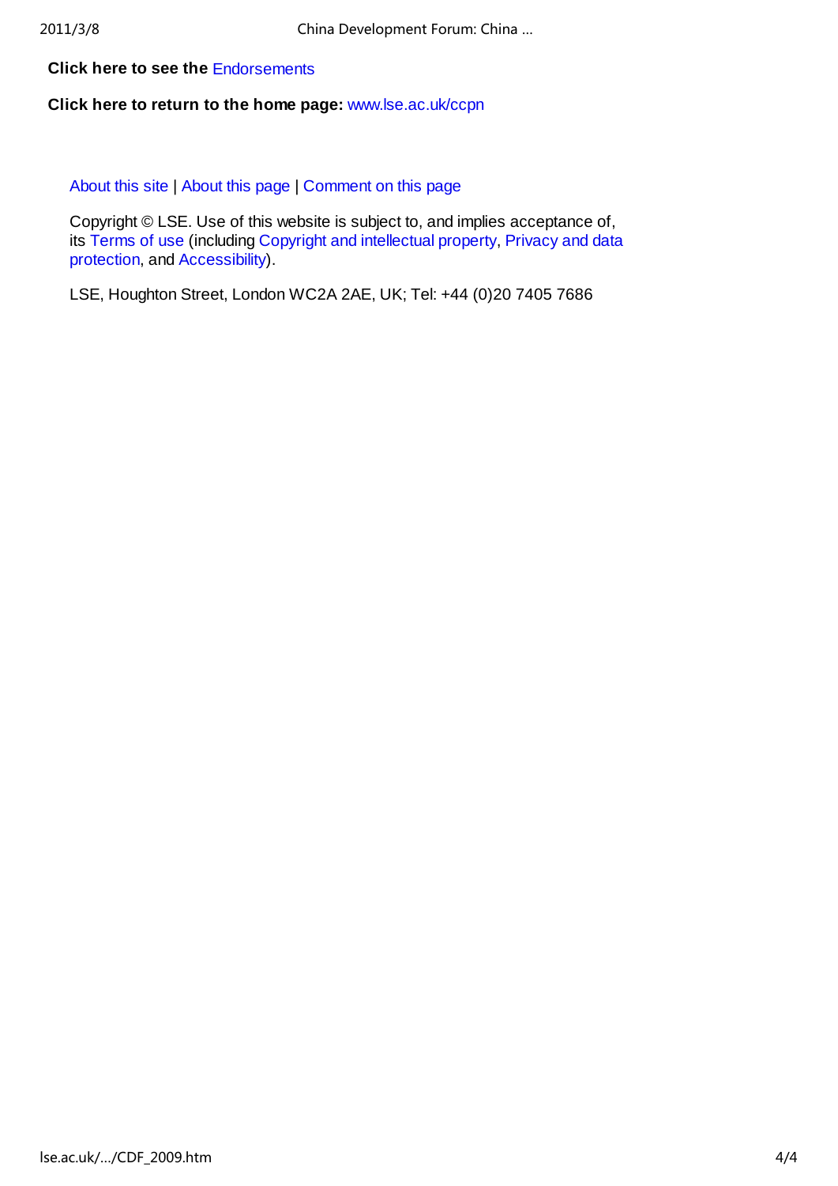**Click here to see the** Endorsements

**Click here to return to the home page:** www.lse.ac.uk/ccpn

About this site | About this page | Comment on this page

Copyright © LSE. Use of this website is subject to, and implies acceptance of, its Terms of use (including Copyright and intellectual property, Privacy and data protection, and Accessibility).

LSE, Houghton Street, London WC2A 2AE, UK; Tel: +44 (0)20 7405 7686